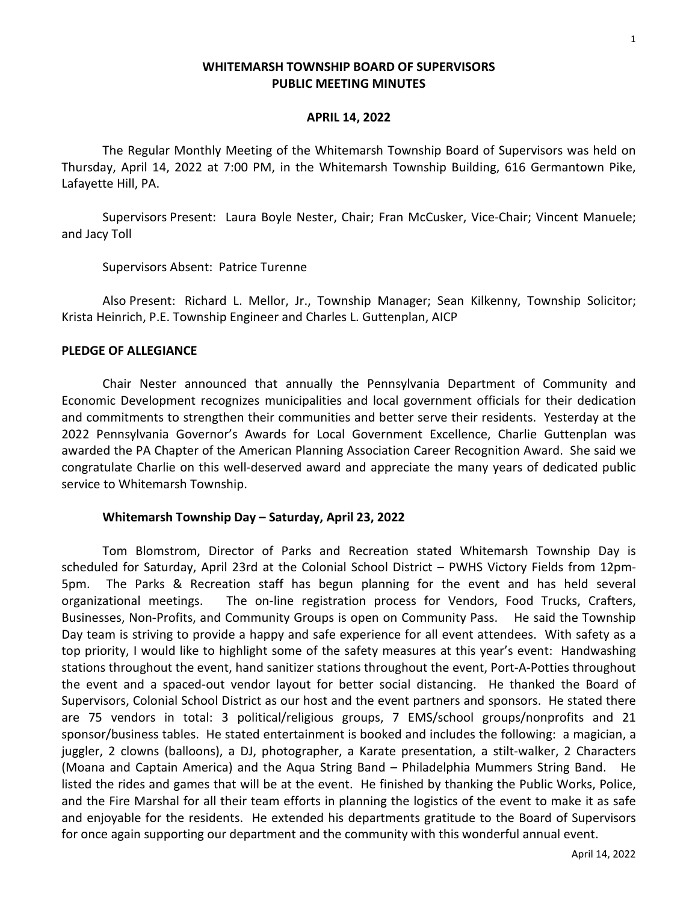# WHITEMARSH TOWNSHIP BOARD OF SUPERVISORS
# PUBLIC MEETING MINUTES

## APRIL 14, 2022

The Regular Monthly Meeting of the Whitemarsh Township Board of Supervisors was held on Thursday, April 14, 2022 at 7:00 PM, in the Whitemarsh Township Building, 616 Germantown Pike, Lafayette Hill, PA.

Supervisors Present: Laura Boyle Nester, Chair; Fran McCusker, Vice-Chair; Vincent Manuele; and Jacy Toll

Supervisors Absent: Patrice Turenne

Also Present: Richard L. Mellor, Jr., Township Manager; Sean Kilkenny, Township Solicitor; Krista Heinrich, P.E. Township Engineer and Charles L. Guttenplan, AICP

**PLEDGE OF ALLEGIANCE**

Chair Nester announced that annually the Pennsylvania Department of Community and Economic Development recognizes municipalities and local government officials for their dedication and commitments to strengthen their communities and better serve their residents. Yesterday at the 2022 Pennsylvania Governor's Awards for Local Government Excellence, Charlie Guttenplan was awarded the PA Chapter of the American Planning Association Career Recognition Award. She said we congratulate Charlie on this well-deserved award and appreciate the many years of dedicated public service to Whitemarsh Township.

**Whitemarsh Township Day – Saturday, April 23, 2022**

Tom Blomstrom, Director of Parks and Recreation stated Whitemarsh Township Day is scheduled for Saturday, April 23rd at the Colonial School District – PWHS Victory Fields from 12pm-5pm. The Parks & Recreation staff has begun planning for the event and has held several organizational meetings. The on-line registration process for Vendors, Food Trucks, Crafters, Businesses, Non-Profits, and Community Groups is open on Community Pass. He said the Township Day team is striving to provide a happy and safe experience for all event attendees. With safety as a top priority, I would like to highlight some of the safety measures at this year's event: Handwashing stations throughout the event, hand sanitizer stations throughout the event, Port-A-Potties throughout the event and a spaced-out vendor layout for better social distancing. He thanked the Board of Supervisors, Colonial School District as our host and the event partners and sponsors. He stated there are 75 vendors in total: 3 political/religious groups, 7 EMS/school groups/nonprofits and 21 sponsor/business tables. He stated entertainment is booked and includes the following: a magician, a juggler, 2 clowns (balloons), a DJ, photographer, a Karate presentation, a stilt-walker, 2 Characters (Moana and Captain America) and the Aqua String Band – Philadelphia Mummers String Band. He listed the rides and games that will be at the event. He finished by thanking the Public Works, Police, and the Fire Marshal for all their team efforts in planning the logistics of the event to make it as safe and enjoyable for the residents. He extended his departments gratitude to the Board of Supervisors for once again supporting our department and the community with this wonderful annual event.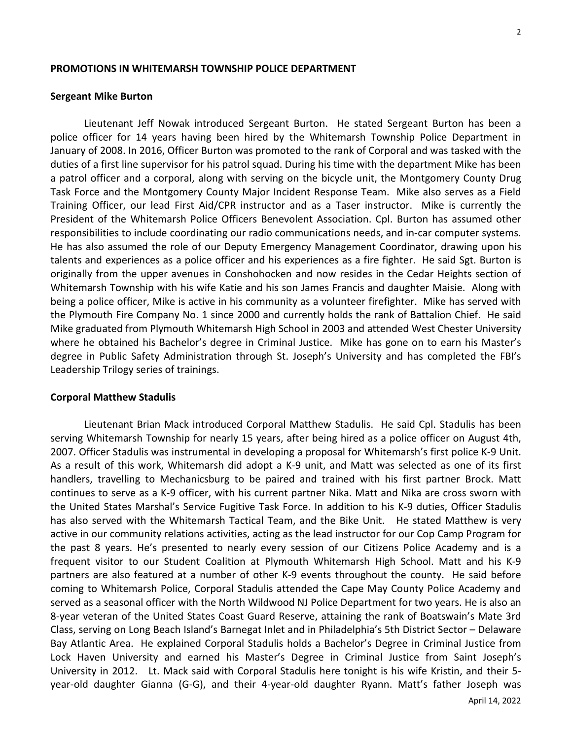**PROMOTIONS IN WHITEMARSH TOWNSHIP POLICE DEPARTMENT**

**Sergeant Mike Burton**

Lieutenant Jeff Nowak introduced Sergeant Burton. He stated Sergeant Burton has been a police officer for 14 years having been hired by the Whitemarsh Township Police Department in January of 2008. In 2016, Officer Burton was promoted to the rank of Corporal and was tasked with the duties of a first line supervisor for his patrol squad. During his time with the department Mike has been a patrol officer and a corporal, along with serving on the bicycle unit, the Montgomery County Drug Task Force and the Montgomery County Major Incident Response Team. Mike also serves as a Field Training Officer, our lead First Aid/CPR instructor and as a Taser instructor. Mike is currently the President of the Whitemarsh Police Officers Benevolent Association. Cpl. Burton has assumed other responsibilities to include coordinating our radio communications needs, and in-car computer systems. He has also assumed the role of our Deputy Emergency Management Coordinator, drawing upon his talents and experiences as a police officer and his experiences as a fire fighter. He said Sgt. Burton is originally from the upper avenues in Conshohocken and now resides in the Cedar Heights section of Whitemarsh Township with his wife Katie and his son James Francis and daughter Maisie. Along with being a police officer, Mike is active in his community as a volunteer firefighter. Mike has served with the Plymouth Fire Company No. 1 since 2000 and currently holds the rank of Battalion Chief. He said Mike graduated from Plymouth Whitemarsh High School in 2003 and attended West Chester University where he obtained his Bachelor's degree in Criminal Justice. Mike has gone on to earn his Master's degree in Public Safety Administration through St. Joseph's University and has completed the FBI's Leadership Trilogy series of trainings.

**Corporal Matthew Stadulis**

Lieutenant Brian Mack introduced Corporal Matthew Stadulis. He said Cpl. Stadulis has been serving Whitemarsh Township for nearly 15 years, after being hired as a police officer on August 4th, 2007. Officer Stadulis was instrumental in developing a proposal for Whitemarsh's first police K-9 Unit. As a result of this work, Whitemarsh did adopt a K-9 unit, and Matt was selected as one of its first handlers, travelling to Mechanicsburg to be paired and trained with his first partner Brock. Matt continues to serve as a K-9 officer, with his current partner Nika. Matt and Nika are cross sworn with the United States Marshal's Service Fugitive Task Force. In addition to his K-9 duties, Officer Stadulis has also served with the Whitemarsh Tactical Team, and the Bike Unit. He stated Matthew is very active in our community relations activities, acting as the lead instructor for our Cop Camp Program for the past 8 years. He's presented to nearly every session of our Citizens Police Academy and is a frequent visitor to our Student Coalition at Plymouth Whitemarsh High School. Matt and his K-9 partners are also featured at a number of other K-9 events throughout the county. He said before coming to Whitemarsh Police, Corporal Stadulis attended the Cape May County Police Academy and served as a seasonal officer with the North Wildwood NJ Police Department for two years. He is also an 8-year veteran of the United States Coast Guard Reserve, attaining the rank of Boatswain's Mate 3rd Class, serving on Long Beach Island's Barnegat Inlet and in Philadelphia's 5th District Sector – Delaware Bay Atlantic Area. He explained Corporal Stadulis holds a Bachelor's Degree in Criminal Justice from Lock Haven University and earned his Master's Degree in Criminal Justice from Saint Joseph's University in 2012. Lt. Mack said with Corporal Stadulis here tonight is his wife Kristin, and their 5-year-old daughter Gianna (G-G), and their 4-year-old daughter Ryann. Matt's father Joseph was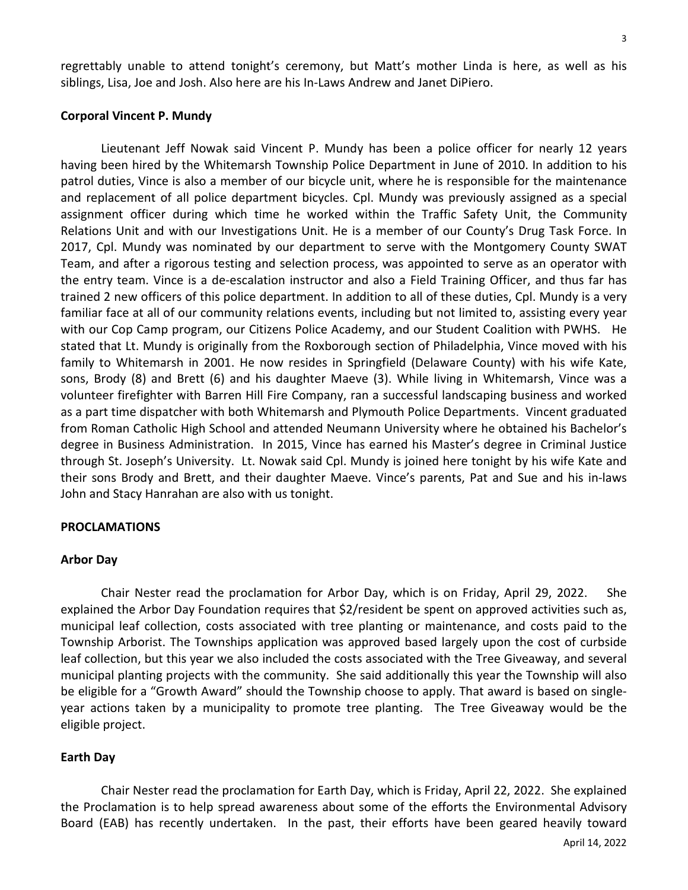regrettably unable to attend tonight's ceremony, but Matt's mother Linda is here, as well as his siblings, Lisa, Joe and Josh. Also here are his In-Laws Andrew and Janet DiPiero.

**Corporal Vincent P. Mundy**

Lieutenant Jeff Nowak said Vincent P. Mundy has been a police officer for nearly 12 years having been hired by the Whitemarsh Township Police Department in June of 2010. In addition to his patrol duties, Vince is also a member of our bicycle unit, where he is responsible for the maintenance and replacement of all police department bicycles. Cpl. Mundy was previously assigned as a special assignment officer during which time he worked within the Traffic Safety Unit, the Community Relations Unit and with our Investigations Unit. He is a member of our County's Drug Task Force. In 2017, Cpl. Mundy was nominated by our department to serve with the Montgomery County SWAT Team, and after a rigorous testing and selection process, was appointed to serve as an operator with the entry team. Vince is a de-escalation instructor and also a Field Training Officer, and thus far has trained 2 new officers of this police department. In addition to all of these duties, Cpl. Mundy is a very familiar face at all of our community relations events, including but not limited to, assisting every year with our Cop Camp program, our Citizens Police Academy, and our Student Coalition with PWHS. He stated that Lt. Mundy is originally from the Roxborough section of Philadelphia, Vince moved with his family to Whitemarsh in 2001. He now resides in Springfield (Delaware County) with his wife Kate, sons, Brody (8) and Brett (6) and his daughter Maeve (3). While living in Whitemarsh, Vince was a volunteer firefighter with Barren Hill Fire Company, ran a successful landscaping business and worked as a part time dispatcher with both Whitemarsh and Plymouth Police Departments. Vincent graduated from Roman Catholic High School and attended Neumann University where he obtained his Bachelor's degree in Business Administration. In 2015, Vince has earned his Master's degree in Criminal Justice through St. Joseph's University. Lt. Nowak said Cpl. Mundy is joined here tonight by his wife Kate and their sons Brody and Brett, and their daughter Maeve. Vince's parents, Pat and Sue and his in-laws John and Stacy Hanrahan are also with us tonight.

**PROCLAMATIONS**

**Arbor Day**

Chair Nester read the proclamation for Arbor Day, which is on Friday, April 29, 2022. She explained the Arbor Day Foundation requires that $2/resident be spent on approved activities such as, municipal leaf collection, costs associated with tree planting or maintenance, and costs paid to the Township Arborist. The Townships application was approved based largely upon the cost of curbside leaf collection, but this year we also included the costs associated with the Tree Giveaway, and several municipal planting projects with the community. She said additionally this year the Township will also be eligible for a "Growth Award" should the Township choose to apply. That award is based on single-year actions taken by a municipality to promote tree planting. The Tree Giveaway would be the eligible project.

**Earth Day**

Chair Nester read the proclamation for Earth Day, which is Friday, April 22, 2022. She explained the Proclamation is to help spread awareness about some of the efforts the Environmental Advisory Board (EAB) has recently undertaken. In the past, their efforts have been geared heavily toward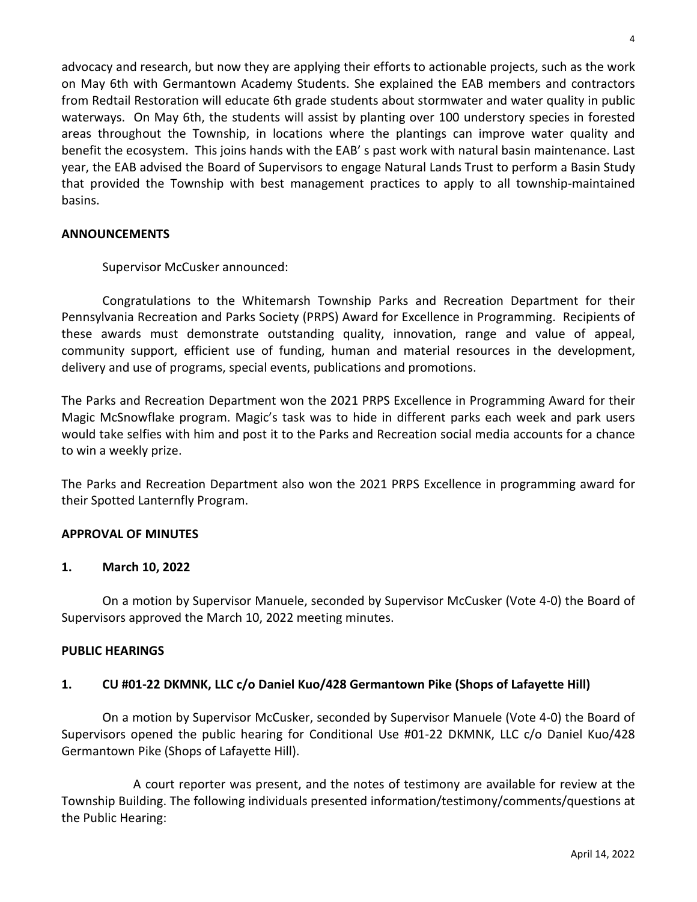advocacy and research, but now they are applying their efforts to actionable projects, such as the work on May 6th with Germantown Academy Students. She explained the EAB members and contractors from Redtail Restoration will educate 6th grade students about stormwater and water quality in public waterways. On May 6th, the students will assist by planting over 100 understory species in forested areas throughout the Township, in locations where the plantings can improve water quality and benefit the ecosystem. This joins hands with the EAB' s past work with natural basin maintenance. Last year, the EAB advised the Board of Supervisors to engage Natural Lands Trust to perform a Basin Study that provided the Township with best management practices to apply to all township-maintained basins.

**ANNOUNCEMENTS**

Supervisor McCusker announced:

Congratulations to the Whitemarsh Township Parks and Recreation Department for their Pennsylvania Recreation and Parks Society (PRPS) Award for Excellence in Programming. Recipients of these awards must demonstrate outstanding quality, innovation, range and value of appeal, community support, efficient use of funding, human and material resources in the development, delivery and use of programs, special events, publications and promotions.

The Parks and Recreation Department won the 2021 PRPS Excellence in Programming Award for their Magic McSnowflake program. Magic's task was to hide in different parks each week and park users would take selfies with him and post it to the Parks and Recreation social media accounts for a chance to win a weekly prize.

The Parks and Recreation Department also won the 2021 PRPS Excellence in programming award for their Spotted Lanternfly Program.

**APPROVAL OF MINUTES**

**1. March 10, 2022**

On a motion by Supervisor Manuele, seconded by Supervisor McCusker (Vote 4-0) the Board of Supervisors approved the March 10, 2022 meeting minutes.

**PUBLIC HEARINGS**

**1. CU #01-22 DKMNK, LLC c/o Daniel Kuo/428 Germantown Pike (Shops of Lafayette Hill)**

On a motion by Supervisor McCusker, seconded by Supervisor Manuele (Vote 4-0) the Board of Supervisors opened the public hearing for Conditional Use #01-22 DKMNK, LLC c/o Daniel Kuo/428 Germantown Pike (Shops of Lafayette Hill).

A court reporter was present, and the notes of testimony are available for review at the Township Building. The following individuals presented information/testimony/comments/questions at the Public Hearing: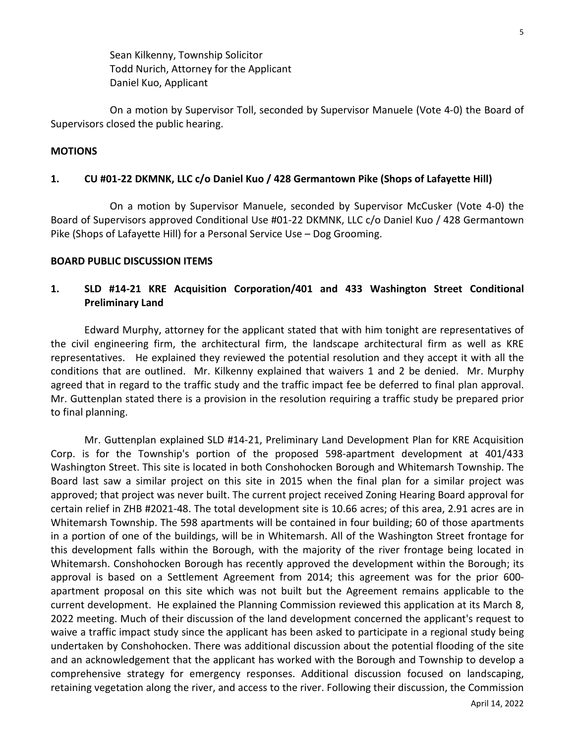Sean Kilkenny, Township Solicitor
Todd Nurich, Attorney for the Applicant
Daniel Kuo, Applicant

On a motion by Supervisor Toll, seconded by Supervisor Manuele (Vote 4-0) the Board of Supervisors closed the public hearing.

**MOTIONS**

**1. CU #01-22 DKMNK, LLC c/o Daniel Kuo / 428 Germantown Pike (Shops of Lafayette Hill)**

On a motion by Supervisor Manuele, seconded by Supervisor McCusker (Vote 4-0) the Board of Supervisors approved Conditional Use #01-22 DKMNK, LLC c/o Daniel Kuo / 428 Germantown Pike (Shops of Lafayette Hill) for a Personal Service Use – Dog Grooming.

**BOARD PUBLIC DISCUSSION ITEMS**

**1. SLD #14-21 KRE Acquisition Corporation/401 and 433 Washington Street Conditional Preliminary Land**

Edward Murphy, attorney for the applicant stated that with him tonight are representatives of the civil engineering firm, the architectural firm, the landscape architectural firm as well as KRE representatives. He explained they reviewed the potential resolution and they accept it with all the conditions that are outlined. Mr. Kilkenny explained that waivers 1 and 2 be denied. Mr. Murphy agreed that in regard to the traffic study and the traffic impact fee be deferred to final plan approval. Mr. Guttenplan stated there is a provision in the resolution requiring a traffic study be prepared prior to final planning.

Mr. Guttenplan explained SLD #14-21, Preliminary Land Development Plan for KRE Acquisition Corp. is for the Township's portion of the proposed 598-apartment development at 401/433 Washington Street. This site is located in both Conshohocken Borough and Whitemarsh Township. The Board last saw a similar project on this site in 2015 when the final plan for a similar project was approved; that project was never built. The current project received Zoning Hearing Board approval for certain relief in ZHB #2021-48. The total development site is 10.66 acres; of this area, 2.91 acres are in Whitemarsh Township. The 598 apartments will be contained in four building; 60 of those apartments in a portion of one of the buildings, will be in Whitemarsh. All of the Washington Street frontage for this development falls within the Borough, with the majority of the river frontage being located in Whitemarsh. Conshohocken Borough has recently approved the development within the Borough; its approval is based on a Settlement Agreement from 2014; this agreement was for the prior 600-apartment proposal on this site which was not built but the Agreement remains applicable to the current development. He explained the Planning Commission reviewed this application at its March 8, 2022 meeting. Much of their discussion of the land development concerned the applicant's request to waive a traffic impact study since the applicant has been asked to participate in a regional study being undertaken by Conshohocken. There was additional discussion about the potential flooding of the site and an acknowledgement that the applicant has worked with the Borough and Township to develop a comprehensive strategy for emergency responses. Additional discussion focused on landscaping, retaining vegetation along the river, and access to the river. Following their discussion, the Commission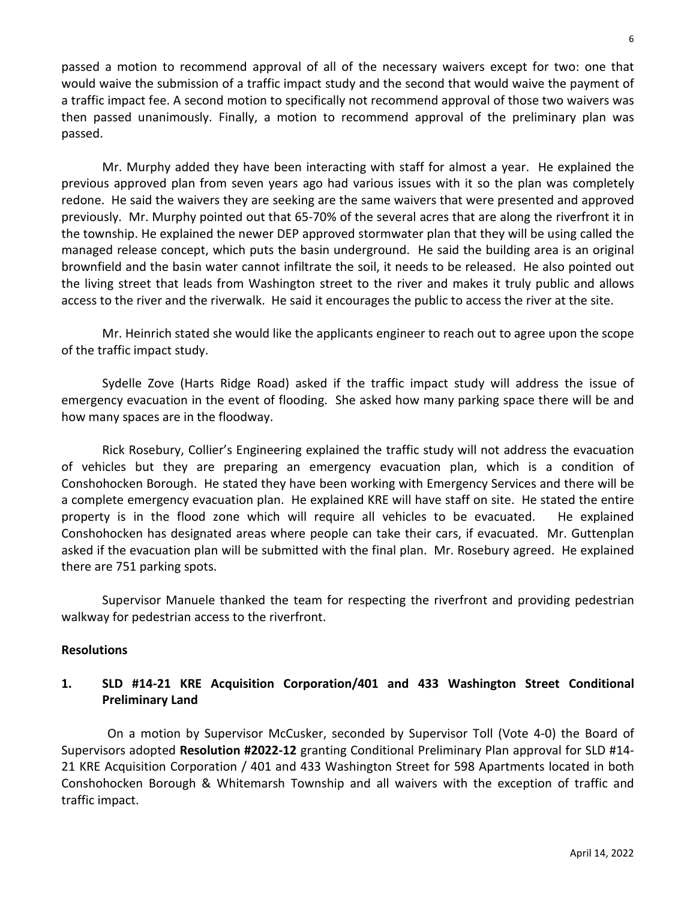passed a motion to recommend approval of all of the necessary waivers except for two: one that would waive the submission of a traffic impact study and the second that would waive the payment of a traffic impact fee. A second motion to specifically not recommend approval of those two waivers was then passed unanimously. Finally, a motion to recommend approval of the preliminary plan was passed.

Mr. Murphy added they have been interacting with staff for almost a year. He explained the previous approved plan from seven years ago had various issues with it so the plan was completely redone. He said the waivers they are seeking are the same waivers that were presented and approved previously. Mr. Murphy pointed out that 65-70% of the several acres that are along the riverfront it in the township. He explained the newer DEP approved stormwater plan that they will be using called the managed release concept, which puts the basin underground. He said the building area is an original brownfield and the basin water cannot infiltrate the soil, it needs to be released. He also pointed out the living street that leads from Washington street to the river and makes it truly public and allows access to the river and the riverwalk. He said it encourages the public to access the river at the site.

Mr. Heinrich stated she would like the applicants engineer to reach out to agree upon the scope of the traffic impact study.

Sydelle Zove (Harts Ridge Road) asked if the traffic impact study will address the issue of emergency evacuation in the event of flooding. She asked how many parking space there will be and how many spaces are in the floodway.

Rick Rosebury, Collier's Engineering explained the traffic study will not address the evacuation of vehicles but they are preparing an emergency evacuation plan, which is a condition of Conshohocken Borough. He stated they have been working with Emergency Services and there will be a complete emergency evacuation plan. He explained KRE will have staff on site. He stated the entire property is in the flood zone which will require all vehicles to be evacuated. He explained Conshohocken has designated areas where people can take their cars, if evacuated. Mr. Guttenplan asked if the evacuation plan will be submitted with the final plan. Mr. Rosebury agreed. He explained there are 751 parking spots.

Supervisor Manuele thanked the team for respecting the riverfront and providing pedestrian walkway for pedestrian access to the riverfront.

**Resolutions**

1. **SLD #14-21 KRE Acquisition Corporation/401 and 433 Washington Street Conditional Preliminary Land**

On a motion by Supervisor McCusker, seconded by Supervisor Toll (Vote 4-0) the Board of Supervisors adopted **Resolution #2022-12** granting Conditional Preliminary Plan approval for SLD #14-21 KRE Acquisition Corporation / 401 and 433 Washington Street for 598 Apartments located in both Conshohocken Borough & Whitemarsh Township and all waivers with the exception of traffic and traffic impact.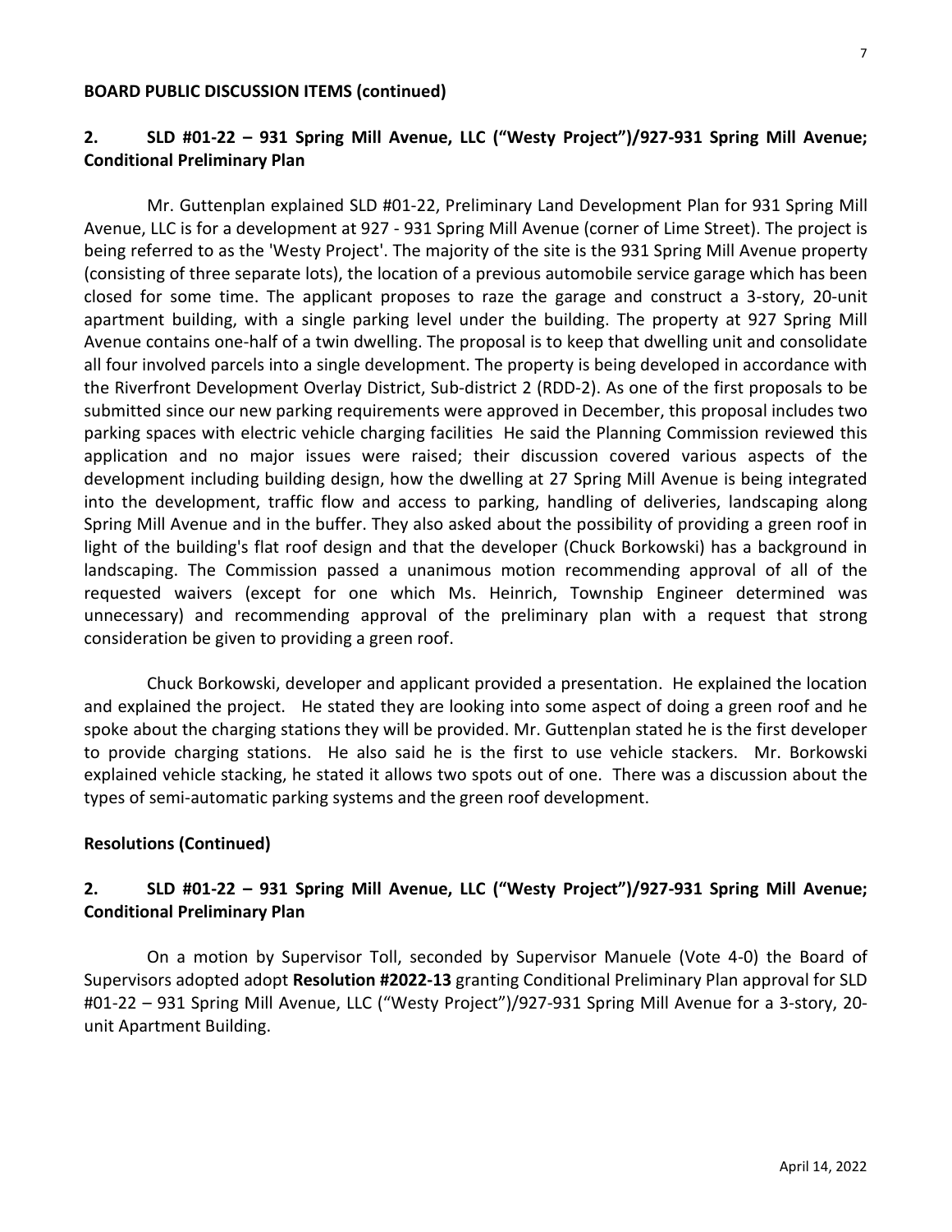**BOARD PUBLIC DISCUSSION ITEMS (continued)**

**2. SLD #01-22 – 931 Spring Mill Avenue, LLC ("Westy Project")/927-931 Spring Mill Avenue; Conditional Preliminary Plan**

Mr. Guttenplan explained SLD #01-22, Preliminary Land Development Plan for 931 Spring Mill Avenue, LLC is for a development at 927 - 931 Spring Mill Avenue (corner of Lime Street). The project is being referred to as the 'Westy Project'. The majority of the site is the 931 Spring Mill Avenue property (consisting of three separate lots), the location of a previous automobile service garage which has been closed for some time. The applicant proposes to raze the garage and construct a 3-story, 20-unit apartment building, with a single parking level under the building. The property at 927 Spring Mill Avenue contains one-half of a twin dwelling. The proposal is to keep that dwelling unit and consolidate all four involved parcels into a single development. The property is being developed in accordance with the Riverfront Development Overlay District, Sub-district 2 (RDD-2). As one of the first proposals to be submitted since our new parking requirements were approved in December, this proposal includes two parking spaces with electric vehicle charging facilities He said the Planning Commission reviewed this application and no major issues were raised; their discussion covered various aspects of the development including building design, how the dwelling at 27 Spring Mill Avenue is being integrated into the development, traffic flow and access to parking, handling of deliveries, landscaping along Spring Mill Avenue and in the buffer. They also asked about the possibility of providing a green roof in light of the building's flat roof design and that the developer (Chuck Borkowski) has a background in landscaping. The Commission passed a unanimous motion recommending approval of all of the requested waivers (except for one which Ms. Heinrich, Township Engineer determined was unnecessary) and recommending approval of the preliminary plan with a request that strong consideration be given to providing a green roof.

Chuck Borkowski, developer and applicant provided a presentation. He explained the location and explained the project. He stated they are looking into some aspect of doing a green roof and he spoke about the charging stations they will be provided. Mr. Guttenplan stated he is the first developer to provide charging stations. He also said he is the first to use vehicle stackers. Mr. Borkowski explained vehicle stacking, he stated it allows two spots out of one. There was a discussion about the types of semi-automatic parking systems and the green roof development.

**Resolutions (Continued)**

**2. SLD #01-22 – 931 Spring Mill Avenue, LLC ("Westy Project")/927-931 Spring Mill Avenue; Conditional Preliminary Plan**

On a motion by Supervisor Toll, seconded by Supervisor Manuele (Vote 4-0) the Board of Supervisors adopted adopt **Resolution #2022-13** granting Conditional Preliminary Plan approval for SLD #01-22 – 931 Spring Mill Avenue, LLC ("Westy Project")/927-931 Spring Mill Avenue for a 3-story, 20-unit Apartment Building.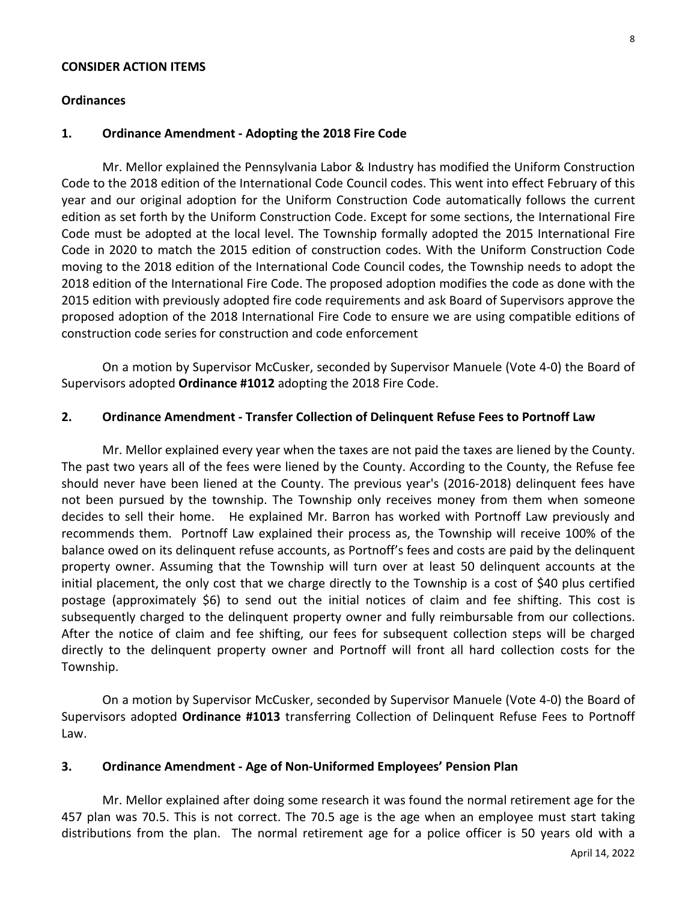**CONSIDER ACTION ITEMS**

**Ordinances**

**1. Ordinance Amendment - Adopting the 2018 Fire Code**

Mr. Mellor explained the Pennsylvania Labor & Industry has modified the Uniform Construction Code to the 2018 edition of the International Code Council codes. This went into effect February of this year and our original adoption for the Uniform Construction Code automatically follows the current edition as set forth by the Uniform Construction Code. Except for some sections, the International Fire Code must be adopted at the local level. The Township formally adopted the 2015 International Fire Code in 2020 to match the 2015 edition of construction codes. With the Uniform Construction Code moving to the 2018 edition of the International Code Council codes, the Township needs to adopt the 2018 edition of the International Fire Code. The proposed adoption modifies the code as done with the 2015 edition with previously adopted fire code requirements and ask Board of Supervisors approve the proposed adoption of the 2018 International Fire Code to ensure we are using compatible editions of construction code series for construction and code enforcement

On a motion by Supervisor McCusker, seconded by Supervisor Manuele (Vote 4-0) the Board of Supervisors adopted **Ordinance #1012** adopting the 2018 Fire Code.

**2. Ordinance Amendment - Transfer Collection of Delinquent Refuse Fees to Portnoff Law**

Mr. Mellor explained every year when the taxes are not paid the taxes are liened by the County. The past two years all of the fees were liened by the County. According to the County, the Refuse fee should never have been liened at the County. The previous year's (2016-2018) delinquent fees have not been pursued by the township. The Township only receives money from them when someone decides to sell their home. He explained Mr. Barron has worked with Portnoff Law previously and recommends them. Portnoff Law explained their process as, the Township will receive 100% of the balance owed on its delinquent refuse accounts, as Portnoff's fees and costs are paid by the delinquent property owner. Assuming that the Township will turn over at least 50 delinquent accounts at the initial placement, the only cost that we charge directly to the Township is a cost of $40 plus certified postage (approximately $6) to send out the initial notices of claim and fee shifting. This cost is subsequently charged to the delinquent property owner and fully reimbursable from our collections. After the notice of claim and fee shifting, our fees for subsequent collection steps will be charged directly to the delinquent property owner and Portnoff will front all hard collection costs for the Township.

On a motion by Supervisor McCusker, seconded by Supervisor Manuele (Vote 4-0) the Board of Supervisors adopted **Ordinance #1013** transferring Collection of Delinquent Refuse Fees to Portnoff Law.

**3. Ordinance Amendment - Age of Non-Uniformed Employees' Pension Plan**

Mr. Mellor explained after doing some research it was found the normal retirement age for the 457 plan was 70.5. This is not correct. The 70.5 age is the age when an employee must start taking distributions from the plan. The normal retirement age for a police officer is 50 years old with a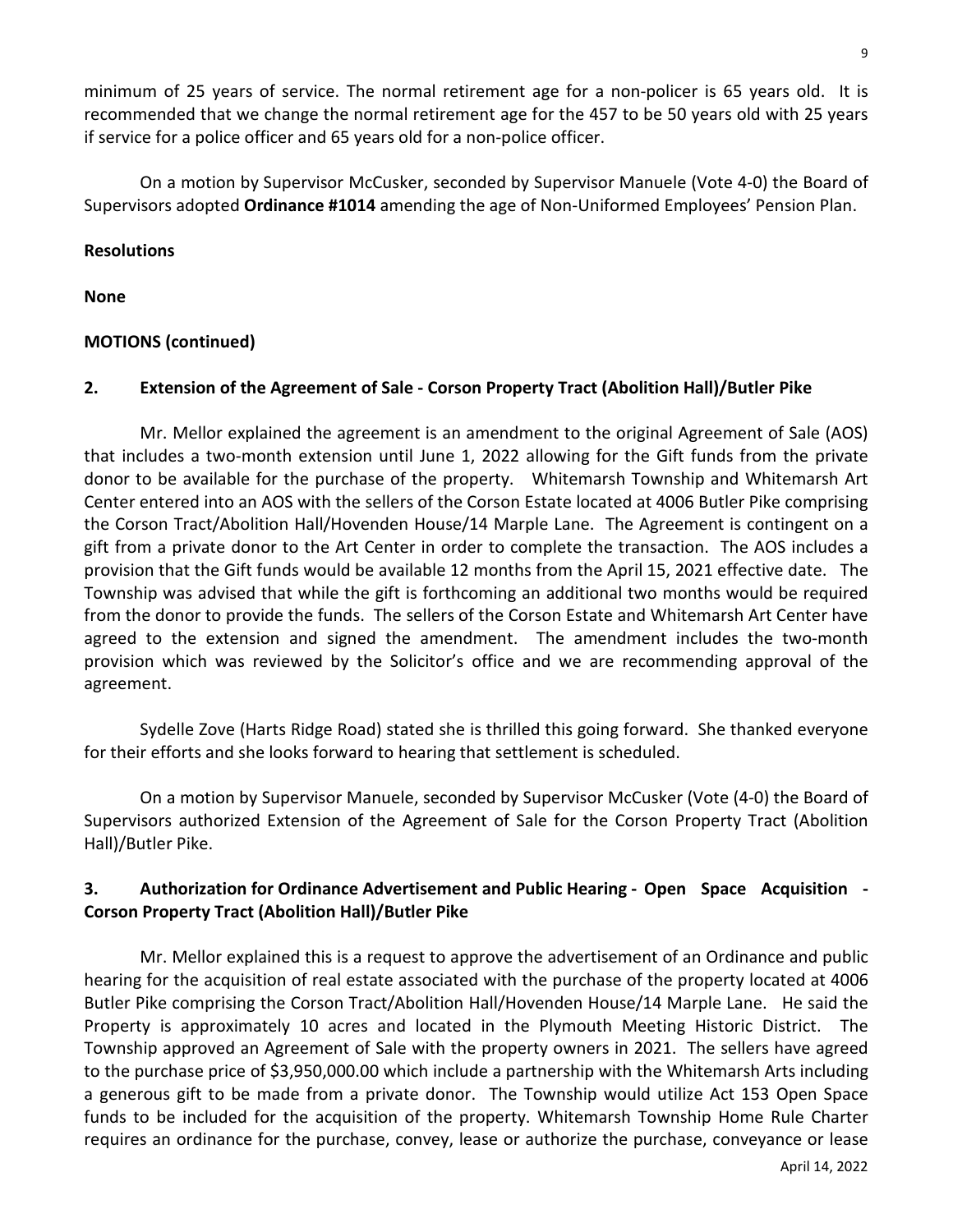minimum of 25 years of service. The normal retirement age for a non-policer is 65 years old. It is recommended that we change the normal retirement age for the 457 to be 50 years old with 25 years if service for a police officer and 65 years old for a non-police officer.

On a motion by Supervisor McCusker, seconded by Supervisor Manuele (Vote 4-0) the Board of Supervisors adopted **Ordinance #1014** amending the age of Non-Uniformed Employees' Pension Plan.

**Resolutions**

**None**

**MOTIONS (continued)**

**2. Extension of the Agreement of Sale - Corson Property Tract (Abolition Hall)/Butler Pike**

Mr. Mellor explained the agreement is an amendment to the original Agreement of Sale (AOS) that includes a two-month extension until June 1, 2022 allowing for the Gift funds from the private donor to be available for the purchase of the property. Whitemarsh Township and Whitemarsh Art Center entered into an AOS with the sellers of the Corson Estate located at 4006 Butler Pike comprising the Corson Tract/Abolition Hall/Hovenden House/14 Marple Lane. The Agreement is contingent on a gift from a private donor to the Art Center in order to complete the transaction. The AOS includes a provision that the Gift funds would be available 12 months from the April 15, 2021 effective date. The Township was advised that while the gift is forthcoming an additional two months would be required from the donor to provide the funds. The sellers of the Corson Estate and Whitemarsh Art Center have agreed to the extension and signed the amendment. The amendment includes the two-month provision which was reviewed by the Solicitor's office and we are recommending approval of the agreement.

Sydelle Zove (Harts Ridge Road) stated she is thrilled this going forward. She thanked everyone for their efforts and she looks forward to hearing that settlement is scheduled.

On a motion by Supervisor Manuele, seconded by Supervisor McCusker (Vote (4-0) the Board of Supervisors authorized Extension of the Agreement of Sale for the Corson Property Tract (Abolition Hall)/Butler Pike.

**3. Authorization for Ordinance Advertisement and Public Hearing - Open Space Acquisition - Corson Property Tract (Abolition Hall)/Butler Pike**

Mr. Mellor explained this is a request to approve the advertisement of an Ordinance and public hearing for the acquisition of real estate associated with the purchase of the property located at 4006 Butler Pike comprising the Corson Tract/Abolition Hall/Hovenden House/14 Marple Lane. He said the Property is approximately 10 acres and located in the Plymouth Meeting Historic District. The Township approved an Agreement of Sale with the property owners in 2021. The sellers have agreed to the purchase price of $3,950,000.00 which include a partnership with the Whitemarsh Arts including a generous gift to be made from a private donor. The Township would utilize Act 153 Open Space funds to be included for the acquisition of the property. Whitemarsh Township Home Rule Charter requires an ordinance for the purchase, convey, lease or authorize the purchase, conveyance or lease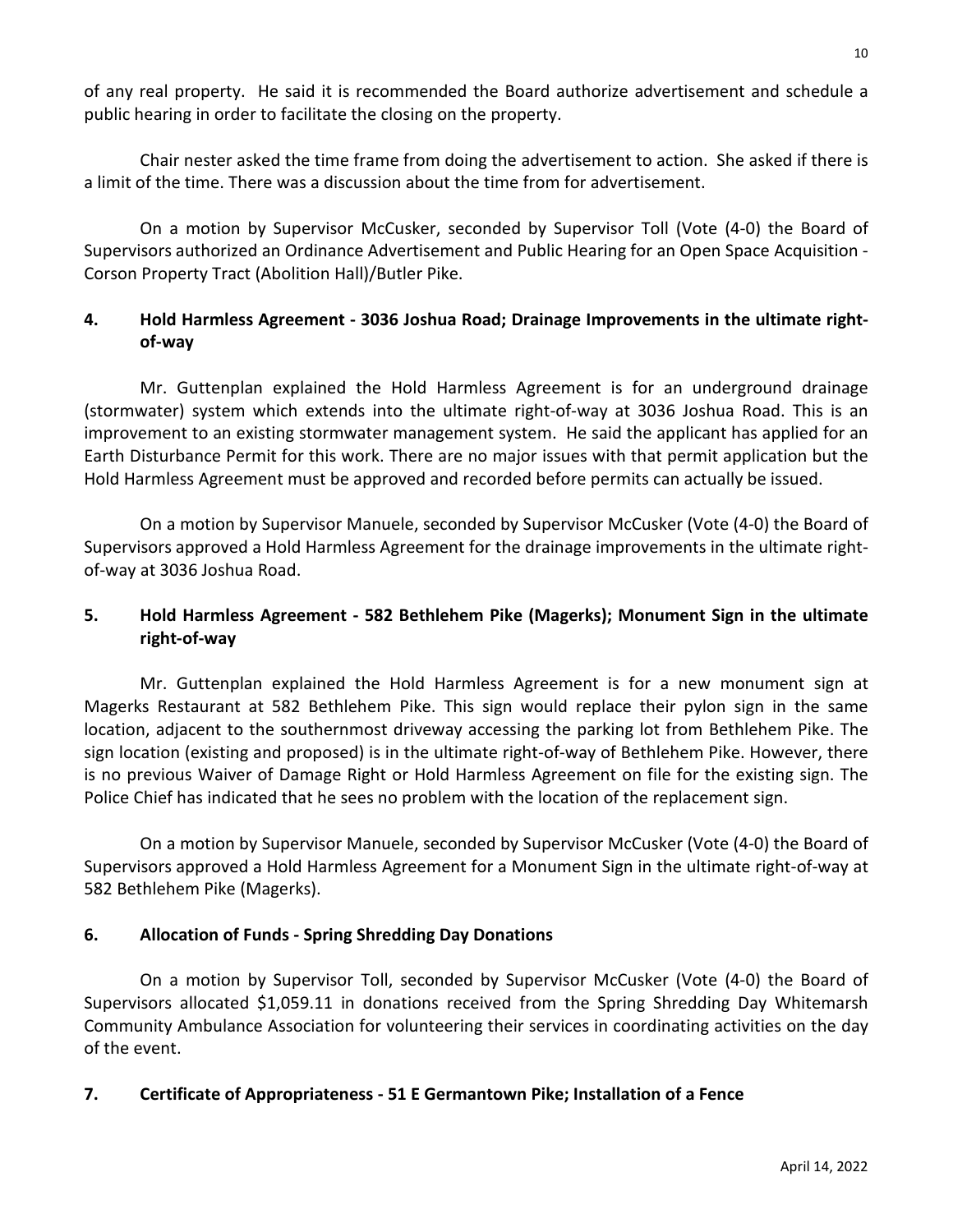of any real property. He said it is recommended the Board authorize advertisement and schedule a public hearing in order to facilitate the closing on the property.

Chair nester asked the time frame from doing the advertisement to action. She asked if there is a limit of the time. There was a discussion about the time from for advertisement.

On a motion by Supervisor McCusker, seconded by Supervisor Toll (Vote (4-0) the Board of Supervisors authorized an Ordinance Advertisement and Public Hearing for an Open Space Acquisition - Corson Property Tract (Abolition Hall)/Butler Pike.

**4. Hold Harmless Agreement - 3036 Joshua Road; Drainage Improvements in the ultimate right-of-way**

Mr. Guttenplan explained the Hold Harmless Agreement is for an underground drainage (stormwater) system which extends into the ultimate right-of-way at 3036 Joshua Road. This is an improvement to an existing stormwater management system. He said the applicant has applied for an Earth Disturbance Permit for this work. There are no major issues with that permit application but the Hold Harmless Agreement must be approved and recorded before permits can actually be issued.

On a motion by Supervisor Manuele, seconded by Supervisor McCusker (Vote (4-0) the Board of Supervisors approved a Hold Harmless Agreement for the drainage improvements in the ultimate right-of-way at 3036 Joshua Road.

**5. Hold Harmless Agreement - 582 Bethlehem Pike (Magerks); Monument Sign in the ultimate right-of-way**

Mr. Guttenplan explained the Hold Harmless Agreement is for a new monument sign at Magerks Restaurant at 582 Bethlehem Pike. This sign would replace their pylon sign in the same location, adjacent to the southernmost driveway accessing the parking lot from Bethlehem Pike. The sign location (existing and proposed) is in the ultimate right-of-way of Bethlehem Pike. However, there is no previous Waiver of Damage Right or Hold Harmless Agreement on file for the existing sign. The Police Chief has indicated that he sees no problem with the location of the replacement sign.

On a motion by Supervisor Manuele, seconded by Supervisor McCusker (Vote (4-0) the Board of Supervisors approved a Hold Harmless Agreement for a Monument Sign in the ultimate right-of-way at 582 Bethlehem Pike (Magerks).

**6. Allocation of Funds - Spring Shredding Day Donations**

On a motion by Supervisor Toll, seconded by Supervisor McCusker (Vote (4-0) the Board of Supervisors allocated $1,059.11 in donations received from the Spring Shredding Day Whitemarsh Community Ambulance Association for volunteering their services in coordinating activities on the day of the event.

**7. Certificate of Appropriateness - 51 E Germantown Pike; Installation of a Fence**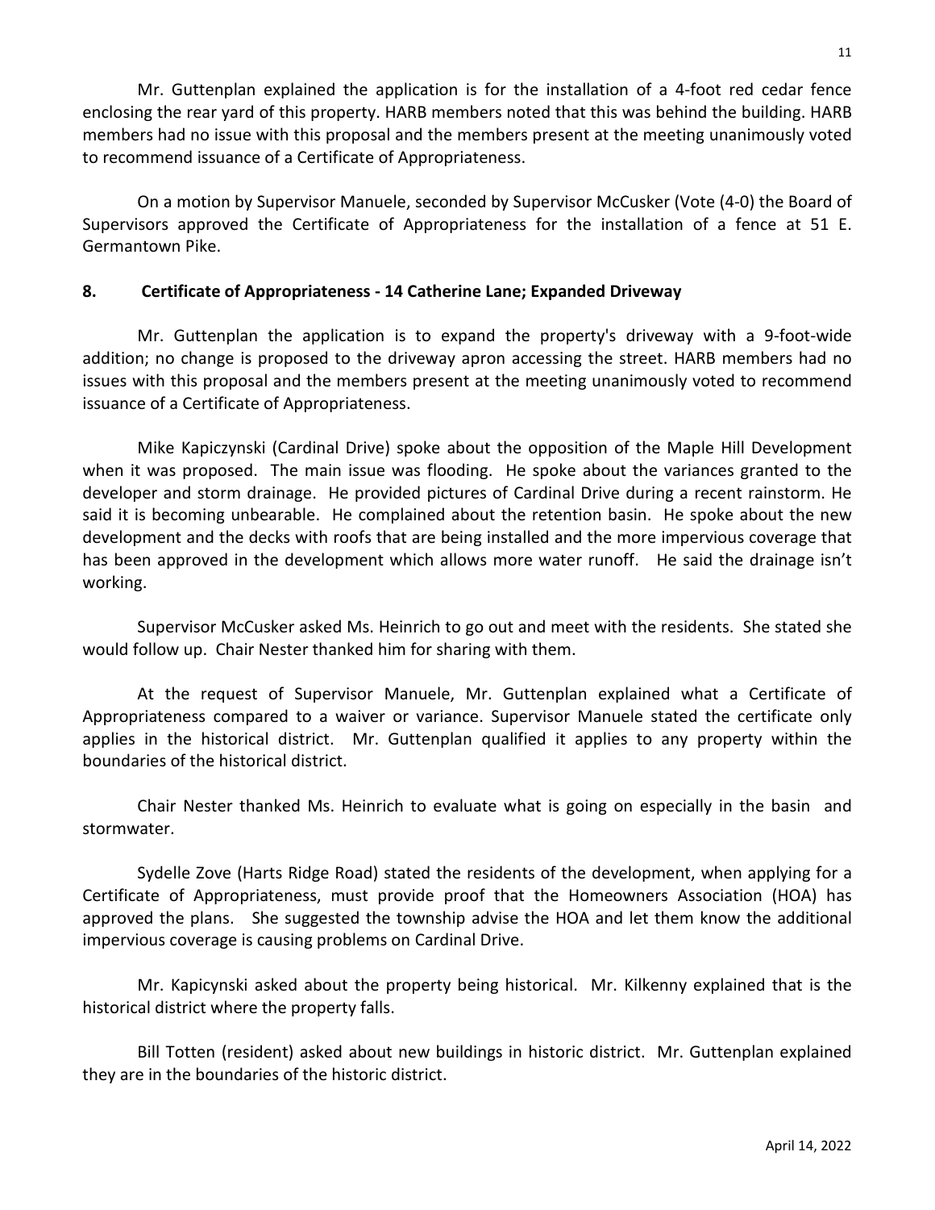Mr. Guttenplan explained the application is for the installation of a 4-foot red cedar fence enclosing the rear yard of this property. HARB members noted that this was behind the building. HARB members had no issue with this proposal and the members present at the meeting unanimously voted to recommend issuance of a Certificate of Appropriateness.

On a motion by Supervisor Manuele, seconded by Supervisor McCusker (Vote (4-0) the Board of Supervisors approved the Certificate of Appropriateness for the installation of a fence at 51 E. Germantown Pike.

## 8. Certificate of Appropriateness - 14 Catherine Lane; Expanded Driveway

Mr. Guttenplan the application is to expand the property's driveway with a 9-foot-wide addition; no change is proposed to the driveway apron accessing the street. HARB members had no issues with this proposal and the members present at the meeting unanimously voted to recommend issuance of a Certificate of Appropriateness.

Mike Kapiczynski (Cardinal Drive) spoke about the opposition of the Maple Hill Development when it was proposed. The main issue was flooding. He spoke about the variances granted to the developer and storm drainage. He provided pictures of Cardinal Drive during a recent rainstorm. He said it is becoming unbearable. He complained about the retention basin. He spoke about the new development and the decks with roofs that are being installed and the more impervious coverage that has been approved in the development which allows more water runoff. He said the drainage isn't working.

Supervisor McCusker asked Ms. Heinrich to go out and meet with the residents. She stated she would follow up. Chair Nester thanked him for sharing with them.

At the request of Supervisor Manuele, Mr. Guttenplan explained what a Certificate of Appropriateness compared to a waiver or variance. Supervisor Manuele stated the certificate only applies in the historical district. Mr. Guttenplan qualified it applies to any property within the boundaries of the historical district.

Chair Nester thanked Ms. Heinrich to evaluate what is going on especially in the basin and stormwater.

Sydelle Zove (Harts Ridge Road) stated the residents of the development, when applying for a Certificate of Appropriateness, must provide proof that the Homeowners Association (HOA) has approved the plans. She suggested the township advise the HOA and let them know the additional impervious coverage is causing problems on Cardinal Drive.

Mr. Kapicynski asked about the property being historical. Mr. Kilkenny explained that is the historical district where the property falls.

Bill Totten (resident) asked about new buildings in historic district. Mr. Guttenplan explained they are in the boundaries of the historic district.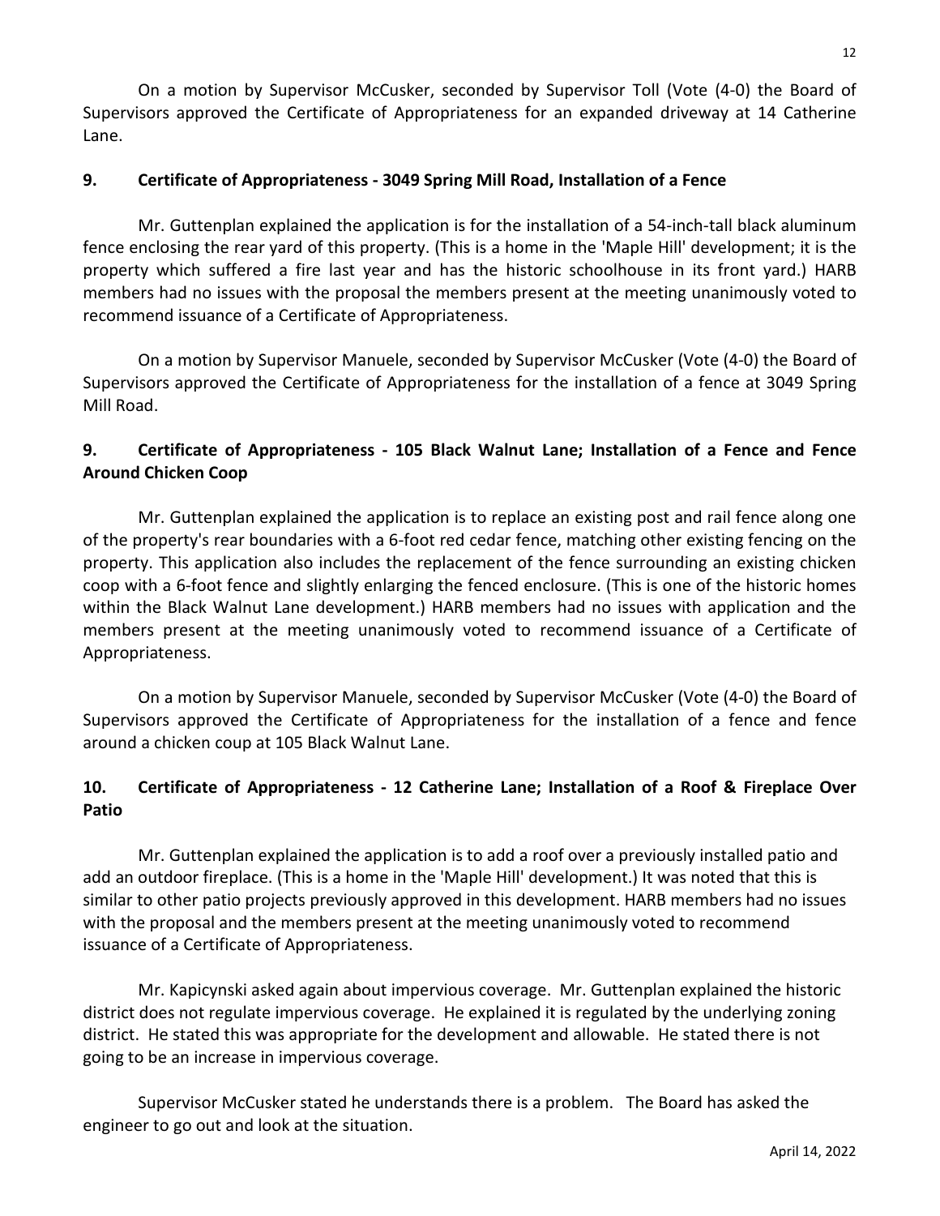On a motion by Supervisor McCusker, seconded by Supervisor Toll (Vote (4-0) the Board of Supervisors approved the Certificate of Appropriateness for an expanded driveway at 14 Catherine Lane.

**9. Certificate of Appropriateness - 3049 Spring Mill Road, Installation of a Fence**

Mr. Guttenplan explained the application is for the installation of a 54-inch-tall black aluminum fence enclosing the rear yard of this property. (This is a home in the 'Maple Hill' development; it is the property which suffered a fire last year and has the historic schoolhouse in its front yard.) HARB members had no issues with the proposal the members present at the meeting unanimously voted to recommend issuance of a Certificate of Appropriateness.

On a motion by Supervisor Manuele, seconded by Supervisor McCusker (Vote (4-0) the Board of Supervisors approved the Certificate of Appropriateness for the installation of a fence at 3049 Spring Mill Road.

**9. Certificate of Appropriateness - 105 Black Walnut Lane; Installation of a Fence and Fence Around Chicken Coop**

Mr. Guttenplan explained the application is to replace an existing post and rail fence along one of the property's rear boundaries with a 6-foot red cedar fence, matching other existing fencing on the property. This application also includes the replacement of the fence surrounding an existing chicken coop with a 6-foot fence and slightly enlarging the fenced enclosure. (This is one of the historic homes within the Black Walnut Lane development.) HARB members had no issues with application and the members present at the meeting unanimously voted to recommend issuance of a Certificate of Appropriateness.

On a motion by Supervisor Manuele, seconded by Supervisor McCusker (Vote (4-0) the Board of Supervisors approved the Certificate of Appropriateness for the installation of a fence and fence around a chicken coup at 105 Black Walnut Lane.

**10. Certificate of Appropriateness - 12 Catherine Lane; Installation of a Roof & Fireplace Over Patio**

Mr. Guttenplan explained the application is to add a roof over a previously installed patio and add an outdoor fireplace. (This is a home in the 'Maple Hill' development.) It was noted that this is similar to other patio projects previously approved in this development. HARB members had no issues with the proposal and the members present at the meeting unanimously voted to recommend issuance of a Certificate of Appropriateness.

Mr. Kapicynski asked again about impervious coverage. Mr. Guttenplan explained the historic district does not regulate impervious coverage. He explained it is regulated by the underlying zoning district. He stated this was appropriate for the development and allowable. He stated there is not going to be an increase in impervious coverage.

Supervisor McCusker stated he understands there is a problem. The Board has asked the engineer to go out and look at the situation.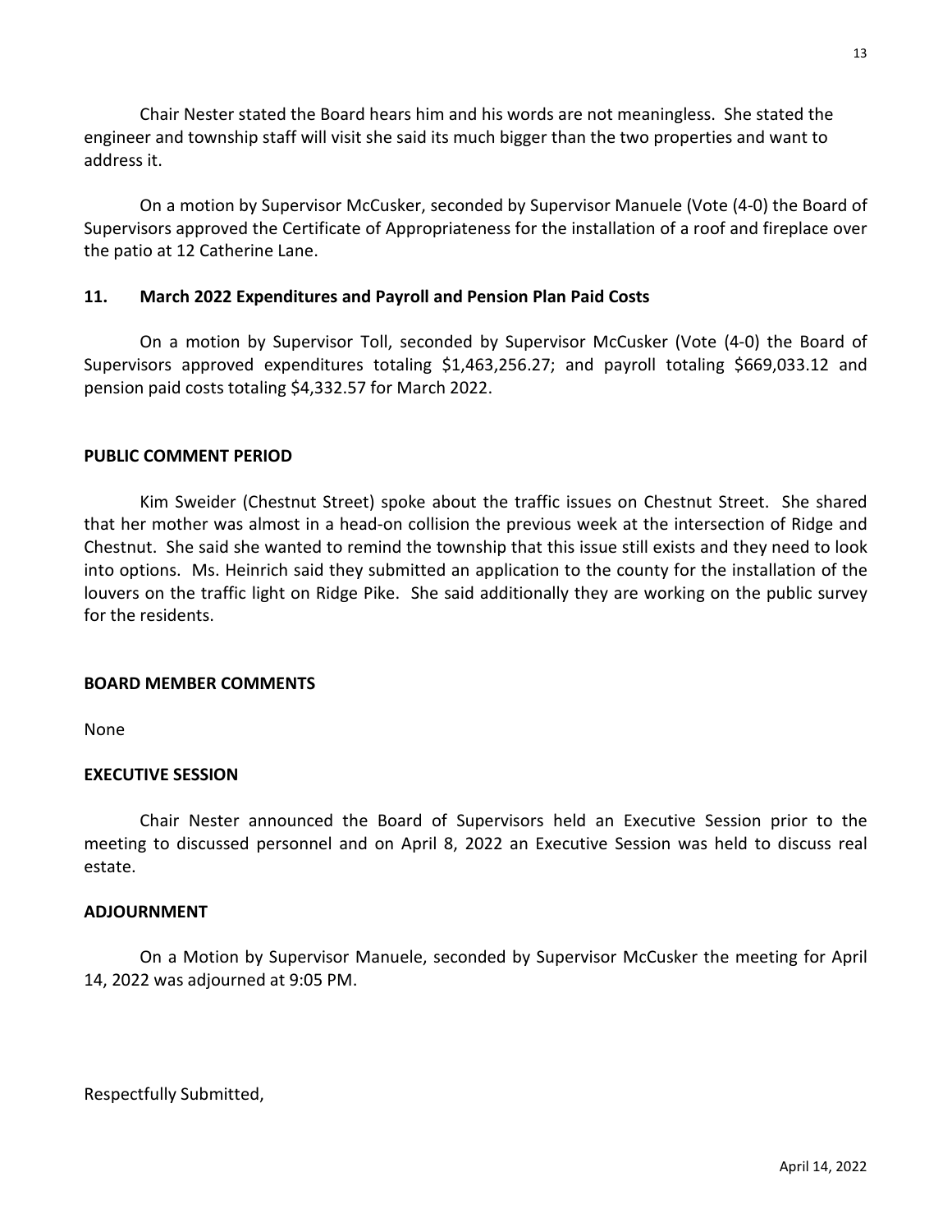Chair Nester stated the Board hears him and his words are not meaningless. She stated the engineer and township staff will visit she said its much bigger than the two properties and want to address it.

On a motion by Supervisor McCusker, seconded by Supervisor Manuele (Vote (4-0) the Board of Supervisors approved the Certificate of Appropriateness for the installation of a roof and fireplace over the patio at 12 Catherine Lane.

**11. March 2022 Expenditures and Payroll and Pension Plan Paid Costs**

On a motion by Supervisor Toll, seconded by Supervisor McCusker (Vote (4-0) the Board of Supervisors approved expenditures totaling $1,463,256.27; and payroll totaling $669,033.12 and pension paid costs totaling $4,332.57 for March 2022.

**PUBLIC COMMENT PERIOD**

Kim Sweider (Chestnut Street) spoke about the traffic issues on Chestnut Street. She shared that her mother was almost in a head-on collision the previous week at the intersection of Ridge and Chestnut. She said she wanted to remind the township that this issue still exists and they need to look into options. Ms. Heinrich said they submitted an application to the county for the installation of the louvers on the traffic light on Ridge Pike. She said additionally they are working on the public survey for the residents.

**BOARD MEMBER COMMENTS**

None

**EXECUTIVE SESSION**

Chair Nester announced the Board of Supervisors held an Executive Session prior to the meeting to discussed personnel and on April 8, 2022 an Executive Session was held to discuss real estate.

**ADJOURNMENT**

On a Motion by Supervisor Manuele, seconded by Supervisor McCusker the meeting for April 14, 2022 was adjourned at 9:05 PM.

Respectfully Submitted,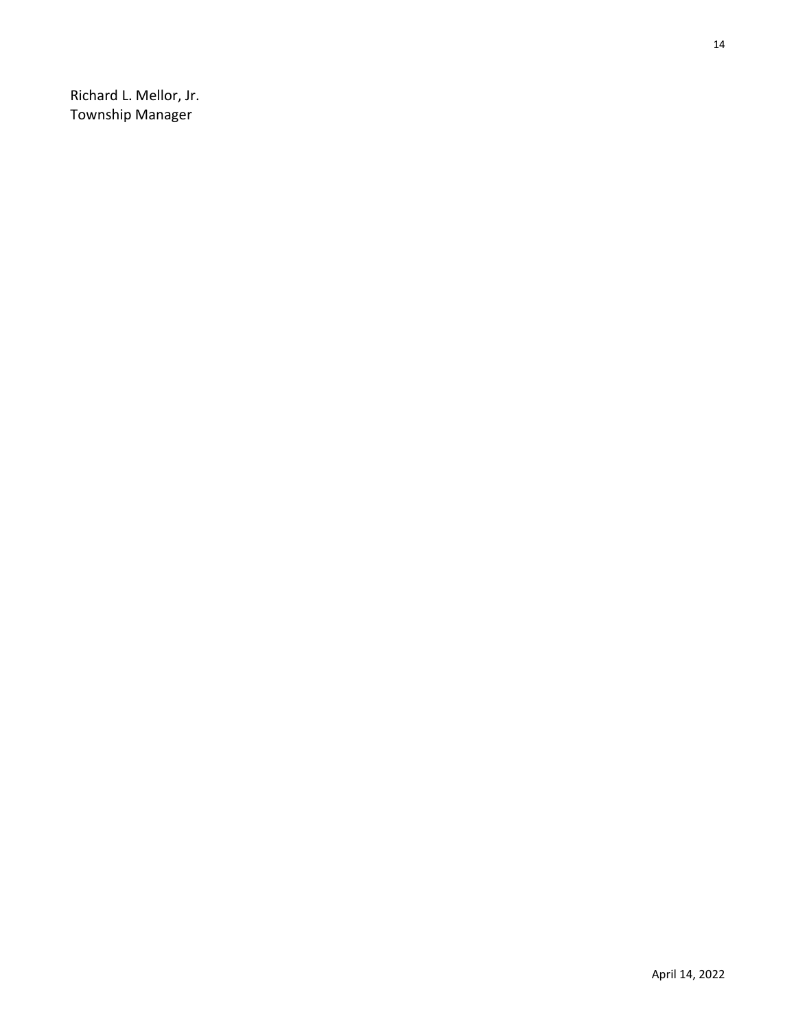Richard L. Mellor, Jr.
Township Manager